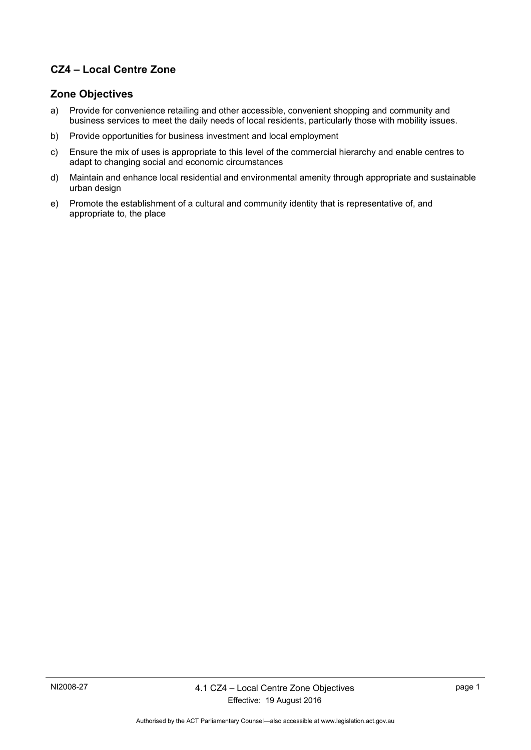## CZ4 – Local Centre Zone

### Zone Objectives

a) Provide for convenience retailing and other accessible, convenient shopping and community and business services to meet the daily needs of local residents, particularly those with mobility issues.

b) Provide opportunities for business investment and local employment

c) Ensure the mix of uses is appropriate to this level of the commercial hierarchy and enable centres to adapt to changing social and economic circumstances

d) Maintain and enhance local residential and environmental amenity through appropriate and sustainable urban design

e) Promote the establishment of a cultural and community identity that is representative of, and appropriate to, the place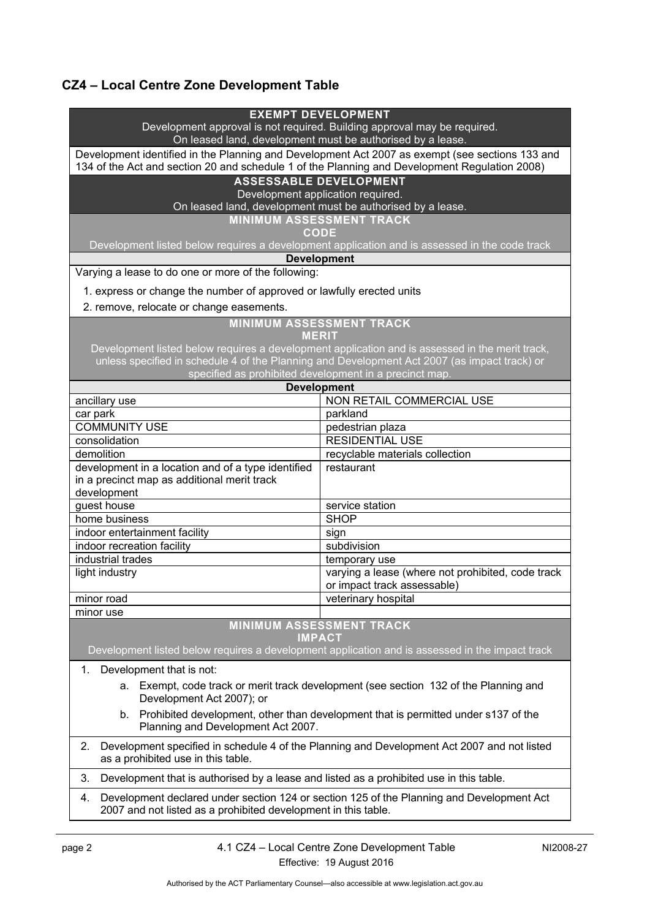## CZ4 – Local Centre Zone Development Table

| **EXEMPT DEVELOPMENT** Development approval is not required. Building approval may be required. On leased land, development must be authorised by a lease. | |
|---|---|
| Development identified in the Planning and Development Act 2007 as exempt (see sections 133 and 134 of the Act and section 20 and schedule 1 of the Planning and Development Regulation 2008) | |
| **ASSESSABLE DEVELOPMENT** Development application required. On leased land, development must be authorised by a lease. | |
| **MINIMUM ASSESSMENT TRACK CODE** Development listed below requires a development application and is assessed in the code track | |
| **Development** | |
| Varying a lease to do one or more of the following: 1. express or change the number of approved or lawfully erected units 2. remove, relocate or change easements. | |
| **MINIMUM ASSESSMENT TRACK MERIT** Development listed below requires a development application and is assessed in the merit track, unless specified in schedule 4 of the Planning and Development Act 2007 (as impact track) or specified as prohibited development in a precinct map. | |
| **Development** | |
| ancillary use | NON RETAIL COMMERCIAL USE |
| car park | parkland |
| COMMUNITY USE | pedestrian plaza |
| consolidation | RESIDENTIAL USE |
| demolition | recyclable materials collection |
| development in a location and of a type identified in a precinct map as additional merit track development | restaurant |
| guest house | service station |
| home business | SHOP |
| indoor entertainment facility | sign |
| indoor recreation facility | subdivision |
| industrial trades | temporary use |
| light industry | varying a lease (where not prohibited, code track or impact track assessable) |
| minor road | veterinary hospital |
| minor use | |
| **MINIMUM ASSESSMENT TRACK IMPACT** Development listed below requires a development application and is assessed in the impact track | |
| 1. Development that is not: a. Exempt, code track or merit track development (see section 132 of the Planning and Development Act 2007); or b. Prohibited development, other than development that is permitted under s137 of the Planning and Development Act 2007. | |
| 2. Development specified in schedule 4 of the Planning and Development Act 2007 and not listed as a prohibited use in this table. | |
| 3. Development that is authorised by a lease and listed as a prohibited use in this table. | |
| 4. Development declared under section 124 or section 125 of the Planning and Development Act 2007 and not listed as a prohibited development in this table. | |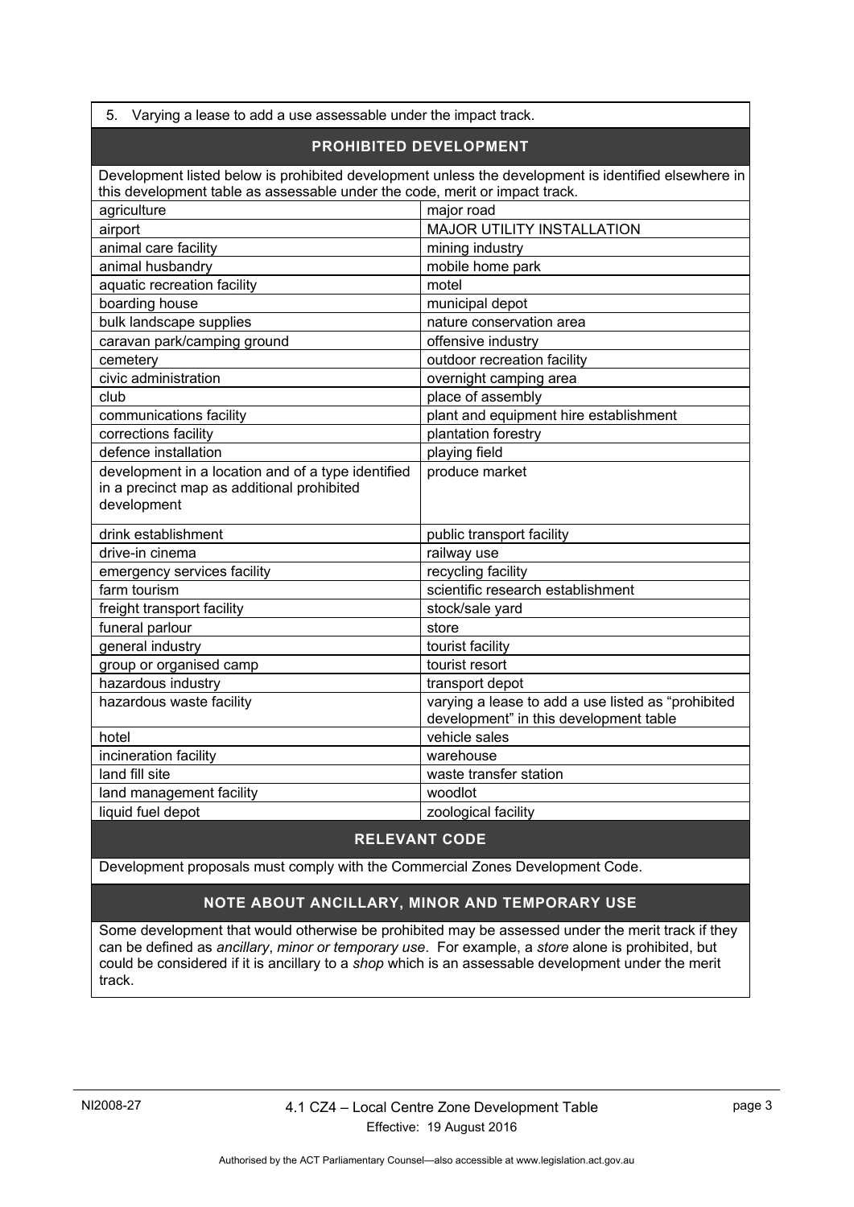5. Varying a lease to add a use assessable under the impact track.

## PROHIBITED DEVELOPMENT

Development listed below is prohibited development unless the development is identified elsewhere in this development table as assessable under the code, merit or impact track.

| | |
|---|---|
| agriculture | major road |
| airport | MAJOR UTILITY INSTALLATION |
| animal care facility | mining industry |
| animal husbandry | mobile home park |
| aquatic recreation facility | motel |
| boarding house | municipal depot |
| bulk landscape supplies | nature conservation area |
| caravan park/camping ground | offensive industry |
| cemetery | outdoor recreation facility |
| civic administration | overnight camping area |
| club | place of assembly |
| communications facility | plant and equipment hire establishment |
| corrections facility | plantation forestry |
| defence installation | playing field |
| development in a location and of a type identified in a precinct map as additional prohibited development | produce market |
| drink establishment | public transport facility |
| drive-in cinema | railway use |
| emergency services facility | recycling facility |
| farm tourism | scientific research establishment |
| freight transport facility | stock/sale yard |
| funeral parlour | store |
| general industry | tourist facility |
| group or organised camp | tourist resort |
| hazardous industry | transport depot |
| hazardous waste facility | varying a lease to add a use listed as "prohibited development" in this development table |
| hotel | vehicle sales |
| incineration facility | warehouse |
| land fill site | waste transfer station |
| land management facility | woodlot |
| liquid fuel depot | zoological facility |

## RELEVANT CODE

Development proposals must comply with the Commercial Zones Development Code.

## NOTE ABOUT ANCILLARY, MINOR AND TEMPORARY USE

Some development that would otherwise be prohibited may be assessed under the merit track if they can be defined as *ancillary*, *minor or temporary use*. For example, a *store* alone is prohibited, but could be considered if it is ancillary to a *shop* which is an assessable development under the merit track.